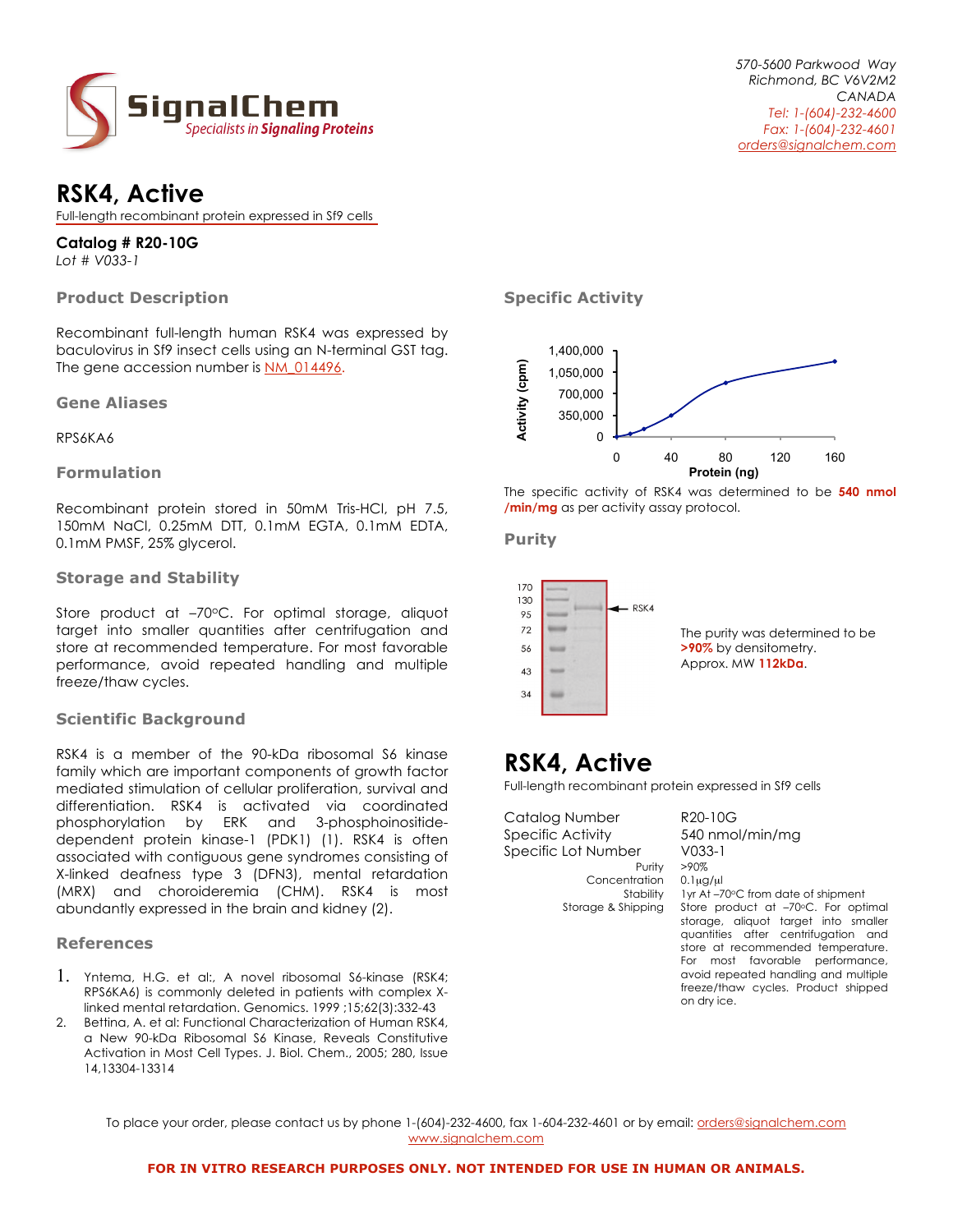570-5600 Parkwood Way
Richmond, BC V6V2M2
CANADA
Tel: 1-(604)-232-4600
Fax: 1-(604)-232-4601
orders@signalchem.com

SignalChem
Specialists in Signaling Proteins

# RSK4, Active

Full-length recombinant protein expressed in Sf9 cells

**Catalog # R20-10G**
*Lot # V033-1*

## Product Description

Recombinant full-length human RSK4 was expressed by baculovirus in Sf9 insect cells using an N-terminal GST tag. The gene accession number is NM_014496.

## Gene Aliases

RPS6KA6

## Formulation

Recombinant protein stored in 50mM Tris-HCl, pH 7.5, 150mM NaCl, 0.25mM DTT, 0.1mM EGTA, 0.1mM EDTA, 0.1mM PMSF, 25% glycerol.

## Storage and Stability

Store product at –70°C. For optimal storage, aliquot target into smaller quantities after centrifugation and store at recommended temperature. For most favorable performance, avoid repeated handling and multiple freeze/thaw cycles.

## Scientific Background

RSK4 is a member of the 90-kDa ribosomal S6 kinase family which are important components of growth factor mediated stimulation of cellular proliferation, survival and differentiation. RSK4 is activated via coordinated phosphorylation by ERK and 3-phosphoinositide-dependent protein kinase-1 (PDK1) (1). RSK4 is often associated with contiguous gene syndromes consisting of X-linked deafness type 3 (DFN3), mental retardation (MRX) and choroideremia (CHM). RSK4 is most abundantly expressed in the brain and kidney (2).

## References

1. Yntema, H.G. et al:, A novel ribosomal S6-kinase (RSK4; RPS6KA6) is commonly deleted in patients with complex X-linked mental retardation. Genomics. 1999 ;15;62(3):332-43
2. Bettina, A. et al: Functional Characterization of Human RSK4, a New 90-kDa Ribosomal S6 Kinase, Reveals Constitutive Activation in Most Cell Types. J. Biol. Chem., 2005; 280, Issue 14,13304-13314

## Specific Activity

The specific activity of RSK4 was determined to be **540 nmol /min/mg** as per activity assay protocol.

## Purity

The purity was determined to be **>90%** by densitometry.
Approx. MW **112kDa**.

# RSK4, Active

Full-length recombinant protein expressed in Sf9 cells

| | |
|---|---|
| Catalog Number | R20-10G |
| Specific Activity | 540 nmol/min/mg |
| Specific Lot Number | V033-1 |
| Purity | >90% |
| Concentration | 0.1µg/µl |
| Stability | 1yr At –70°C from date of shipment |
| Storage & Shipping | Store product at –70°C. For optimal storage, aliquot target into smaller quantities after centrifugation and store at recommended temperature. For most favorable performance, avoid repeated handling and multiple freeze/thaw cycles. Product shipped on dry ice. |

To place your order, please contact us by phone 1-(604)-232-4600, fax 1-604-232-4601 or by email: orders@signalchem.com
www.signalchem.com

**FOR IN VITRO RESEARCH PURPOSES ONLY. NOT INTENDED FOR USE IN HUMAN OR ANIMALS.**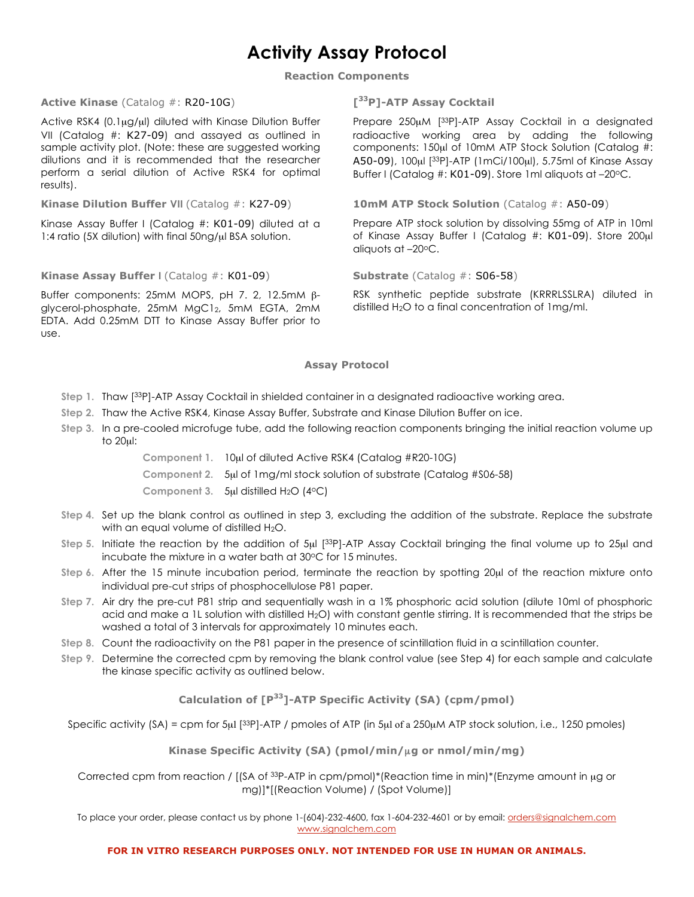# Activity Assay Protocol

**Reaction Components**

**Active Kinase** (Catalog #: R20-10G)

Active RSK4 (0.1μg/μl) diluted with Kinase Dilution Buffer VII (Catalog #: K27-09) and assayed as outlined in sample activity plot. (Note: these are suggested working dilutions and it is recommended that the researcher perform a serial dilution of Active RSK4 for optimal results).

**Kinase Dilution Buffer VII** (Catalog #: K27-09)

Kinase Assay Buffer I (Catalog #: K01-09) diluted at a 1:4 ratio (5X dilution) with final 50ng/μl BSA solution.

**Kinase Assay Buffer I** (Catalog #: K01-09)

Buffer components: 25mM MOPS, pH 7. 2, 12.5mM β-glycerol-phosphate, 25mM $MgCl_2$, 5mM EGTA, 2mM EDTA. Add 0.25mM DTT to Kinase Assay Buffer prior to use.

**[$^{33}$P]-ATP Assay Cocktail**

Prepare 250μM [$^{33}$P]-ATP Assay Cocktail in a designated radioactive working area by adding the following components: 150μl of 10mM ATP Stock Solution (Catalog #: A50-09), 100μl [$^{33}$P]-ATP (1mCi/100μl), 5.75ml of Kinase Assay Buffer I (Catalog #: K01-09). Store 1ml aliquots at –20°C.

**10mM ATP Stock Solution** (Catalog #: A50-09)

Prepare ATP stock solution by dissolving 55mg of ATP in 10ml of Kinase Assay Buffer I (Catalog #: K01-09). Store 200μl aliquots at –20°C.

**Substrate** (Catalog #: S06-58)

RSK synthetic peptide substrate (KRRRLSSLRA) diluted in distilled $H_2O$ to a final concentration of 1mg/ml.

**Assay Protocol**

- **Step 1.** Thaw [$^{33}$P]-ATP Assay Cocktail in shielded container in a designated radioactive working area.
- **Step 2.** Thaw the Active RSK4, Kinase Assay Buffer, Substrate and Kinase Dilution Buffer on ice.
- **Step 3.** In a pre-cooled microfuge tube, add the following reaction components bringing the initial reaction volume up to 20μl:
  - **Component 1.** 10μl of diluted Active RSK4 (Catalog #R20-10G)
  - **Component 2.** 5μl of 1mg/ml stock solution of substrate (Catalog #S06-58)
  - **Component 3.** 5μl distilled $H_2O$ (4°C)
- **Step 4.** Set up the blank control as outlined in step 3, excluding the addition of the substrate. Replace the substrate with an equal volume of distilled $H_2O$.
- **Step 5.** Initiate the reaction by the addition of 5μl [$^{33}$P]-ATP Assay Cocktail bringing the final volume up to 25μl and incubate the mixture in a water bath at 30°C for 15 minutes.
- **Step 6.** After the 15 minute incubation period, terminate the reaction by spotting 20μl of the reaction mixture onto individual pre-cut strips of phosphocellulose P81 paper.
- **Step 7.** Air dry the pre-cut P81 strip and sequentially wash in a 1% phosphoric acid solution (dilute 10ml of phosphoric acid and make a 1L solution with distilled $H_2O$) with constant gentle stirring. It is recommended that the strips be washed a total of 3 intervals for approximately 10 minutes each.
- **Step 8.** Count the radioactivity on the P81 paper in the presence of scintillation fluid in a scintillation counter.
- **Step 9.** Determine the corrected cpm by removing the blank control value (see Step 4) for each sample and calculate the kinase specific activity as outlined below.

**Calculation of [$P^{33}$]-ATP Specific Activity (SA) (cpm/pmol)**

Specific activity (SA) = cpm for 5μl [$^{33}$P]-ATP / pmoles of ATP (in 5μl of a 250μM ATP stock solution, i.e., 1250 pmoles)

**Kinase Specific Activity (SA) (pmol/min/μg or nmol/min/mg)**

Corrected cpm from reaction / [(SA of $^{33}$P-ATP in cpm/pmol)*(Reaction time in min)*(Enzyme amount in μg or mg)]*[(Reaction Volume) / (Spot Volume)]

To place your order, please contact us by phone 1-(604)-232-4600, fax 1-604-232-4601 or by email: orders@signalchem.com
www.signalchem.com

**FOR IN VITRO RESEARCH PURPOSES ONLY. NOT INTENDED FOR USE IN HUMAN OR ANIMALS.**